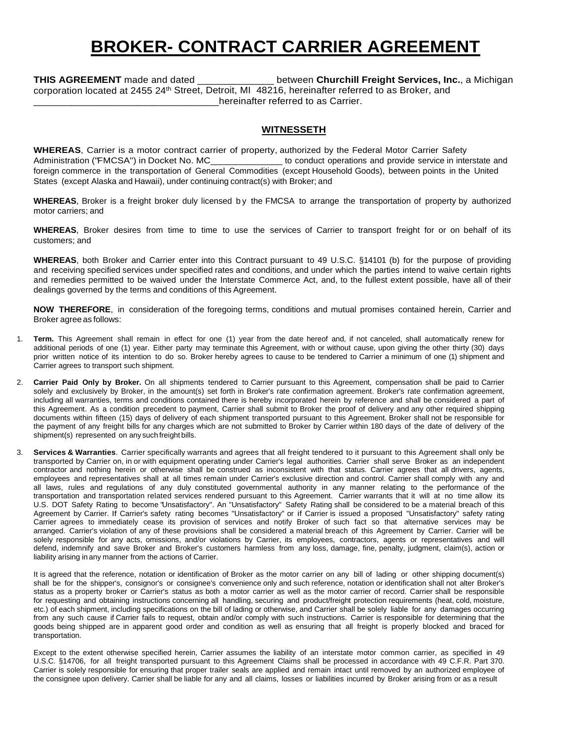# BROKER- CONTRACT CARRIER AGREEMENT

**THIS AGREEMENT** made and dated ______________ between **Churchill Freight Services, Inc.**, a Michigan corporation located at 2455 24th Street, Detroit, MI 48216, hereinafter referred to as Broker, and ___________________________________hereinafter referred to as Carrier.

## WITNESSETH

**WHEREAS**, Carrier is a motor contract carrier of property, authorized by the Federal Motor Carrier Safety Administration ("FMCSA") in Docket No. MC______________ to conduct operations and provide service in interstate and foreign commerce in the transportation of General Commodities (except Household Goods), between points in the United States (except Alaska and Hawaii), under continuing contract(s) with Broker; and

**WHEREAS**, Broker is a freight broker duly licensed by the FMCSA to arrange the transportation of property by authorized motor carriers; and

**WHEREAS**, Broker desires from time to time to use the services of Carrier to transport freight for or on behalf of its customers; and

**WHEREAS**, both Broker and Carrier enter into this Contract pursuant to 49 U.S.C. §14101 (b) for the purpose of providing and receiving specified services under specified rates and conditions, and under which the parties intend to waive certain rights and remedies permitted to be waived under the Interstate Commerce Act, and, to the fullest extent possible, have all of their dealings governed by the terms and conditions of this Agreement.

**NOW THEREFORE**, in consideration of the foregoing terms, conditions and mutual promises contained herein, Carrier and Broker agree as follows:

1. **Term.** This Agreement shall remain in effect for one (1) year from the date hereof and, if not canceled, shall automatically renew for additional periods of one (1) year. Either party may terminate this Agreement, with or without cause, upon giving the other thirty (30) days prior written notice of its intention to do so. Broker hereby agrees to cause to be tendered to Carrier a minimum of one (1) shipment and Carrier agrees to transport such shipment.

2. **Carrier Paid Only by Broker.** On all shipments tendered to Carrier pursuant to this Agreement, compensation shall be paid to Carrier solely and exclusively by Broker, in the amount(s) set forth in Broker's rate confirmation agreement. Broker's rate confirmation agreement, including all warranties, terms and conditions contained there is hereby incorporated herein by reference and shall be considered a part of this Agreement. As a condition precedent to payment, Carrier shall submit to Broker the proof of delivery and any other required shipping documents within fifteen (15) days of delivery of each shipment transported pursuant to this Agreement. Broker shall not be responsible for the payment of any freight bills for any charges which are not submitted to Broker by Carrier within 180 days of the date of delivery of the shipment(s) represented on any such freight bills.

3. **Services & Warranties**. Carrier specifically warrants and agrees that all freight tendered to it pursuant to this Agreement shall only be transported by Carrier on, in or with equipment operating under Carrier's legal authorities. Carrier shall serve Broker as an independent contractor and nothing herein or otherwise shall be construed as inconsistent with that status. Carrier agrees that all drivers, agents, employees and representatives shall at all times remain under Carrier's exclusive direction and control. Carrier shall comply with any and all laws, rules and regulations of any duly constituted governmental authority in any manner relating to the performance of the transportation and transportation related services rendered pursuant to this Agreement. Carrier warrants that it will at no time allow its U.S. DOT Safety Rating to become "Unsatisfactory". An "Unsatisfactory" Safety Rating shall be considered to be a material breach of this Agreement by Carrier. If Carrier's safety rating becomes "Unsatisfactory" or if Carrier is issued a proposed "Unsatisfactory" safety rating Carrier agrees to immediately cease its provision of services and notify Broker of such fact so that alternative services may be arranged. Carrier's violation of any of these provisions shall be considered a material breach of this Agreement by Carrier. Carrier will be solely responsible for any acts, omissions, and/or violations by Carrier, its employees, contractors, agents or representatives and will defend, indemnify and save Broker and Broker's customers harmless from any loss, damage, fine, penalty, judgment, claim(s), action or liability arising in any manner from the actions of Carrier.

   It is agreed that the reference, notation or identification of Broker as the motor carrier on any bill of lading or other shipping document(s) shall be for the shipper's, consignor's or consignee's convenience only and such reference, notation or identification shall not alter Broker's status as a property broker or Carrier's status as both a motor carrier as well as the motor carrier of record. Carrier shall be responsible for requesting and obtaining instructions concerning all handling, securing and product/freight protection requirements (heat, cold, moisture, etc.) of each shipment, including specifications on the bill of lading or otherwise, and Carrier shall be solely liable for any damages occurring from any such cause if Carrier fails to request, obtain and/or comply with such instructions. Carrier is responsible for determining that the goods being shipped are in apparent good order and condition as well as ensuring that all freight is properly blocked and braced for transportation.

   Except to the extent otherwise specified herein, Carrier assumes the liability of an interstate motor common carrier, as specified in 49 U.S.C. §14706, for all freight transported pursuant to this Agreement Claims shall be processed in accordance with 49 C.F.R. Part 370. Carrier is solely responsible for ensuring that proper trailer seals are applied and remain intact until removed by an authorized employee of the consignee upon delivery. Carrier shall be liable for any and all claims, losses or liabilities incurred by Broker arising from or as a result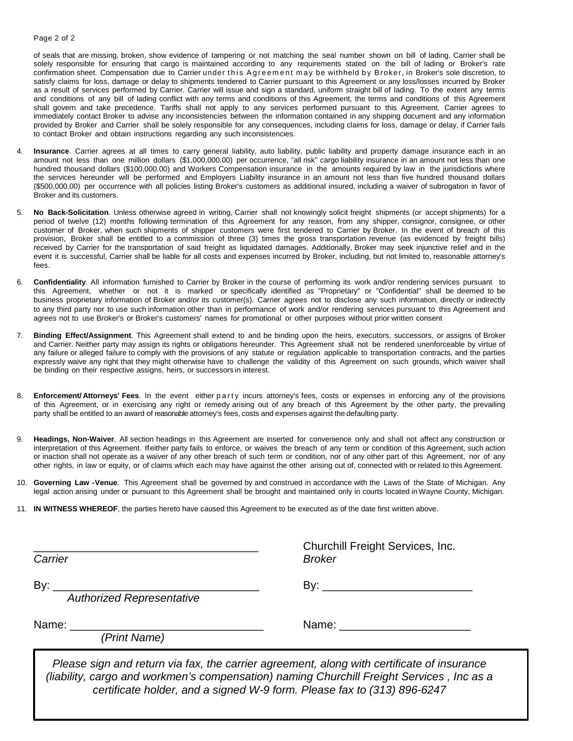of seals that are missing, broken, show evidence of tampering or not matching the seal number shown on bill of lading. Carrier shall be solely responsible for ensuring that cargo is maintained according to any requirements stated on the bill of lading or Broker's rate confirmation sheet. Compensation due to Carrier under this Agreement may be withheld by Broker, in Broker's sole discretion, to satisfy claims for loss, damage or delay to shipments tendered to Carrier pursuant to this Agreement or any loss/losses incurred by Broker as a result of services performed by Carrier. Carrier will issue and sign a standard, uniform straight bill of lading. To the extent any terms and conditions of any bill of lading conflict with any terms and conditions of this Agreement, the terms and conditions of this Agreement shall govern and take precedence. Tariffs shall not apply to any services performed pursuant to this Agreement. Carrier agrees to immediately contact Broker to advise any inconsistencies between the information contained in any shipping document and any information provided by Broker and Carrier shall be solely responsible for any consequences, including claims for loss, damage or delay, if Carrier fails to contact Broker and obtain instructions regarding any such inconsistencies.

4. **Insurance**. Carrier agrees at all times to carry general liability, auto liability, public liability and property damage insurance each in an amount not less than one million dollars ($1,000,000.00) per occurrence, "all risk" cargo liability insurance in an amount not less than one hundred thousand dollars ($100,000.00) and Workers Compensation insurance in the amounts required by law in the jurisdictions where the services hereunder will be performed and Employers Liability insurance in an amount not less than five hundred thousand dollars ($500,000.00) per occurrence with all policies listing Broker's customers as additional insured, including a waiver of subrogation in favor of Broker and its customers.

5. **No Back-Solicitation**. Unless otherwise agreed in writing, Carrier shall not knowingly solicit freight shipments (or accept shipments) for a period of twelve (12) months following termination of this Agreement for any reason, from any shipper, consignor, consignee, or other customer of Broker, when such shipments of shipper customers were first tendered to Carrier by Broker. In the event of breach of this provision, Broker shall be entitled to a commission of three (3) times the gross transportation revenue (as evidenced by freight bills) received by Carrier for the transportation of said freight as liquidated damages. Additionally, Broker may seek injunctive relief and in the event it is successful, Carrier shall be liable for all costs and expenses incurred by Broker, including, but not limited to, reasonable attorney's fees.

6. **Confidentiality**. All information furnished to Carrier by Broker in the course of performing its work and/or rendering services pursuant to this Agreement, whether or not it is marked or specifically identified as "Proprietary" or "Confidential" shall be deemed to be business proprietary information of Broker and/or its customer(s). Carrier agrees not to disclose any such information, directly or indirectly to any third party nor to use such information other than in performance of work and/or rendering services pursuant to this Agreement and agrees not to use Broker's or Broker's customers' names for promotional or other purposes without prior written consent

7. **Binding Effect/Assignment**. This Agreement shall extend to and be binding upon the heirs, executors, successors, or assigns of Broker and Carrier. Neither party may assign its rights or obligations hereunder. This Agreement shall not be rendered unenforceable by virtue of any failure or alleged failure to comply with the provisions of any statute or regulation applicable to transportation contracts, and the parties expressly waive any right that they might otherwise have to challenge the validity of this Agreement on such grounds, which waiver shall be binding on their respective assigns, heirs, or successors in interest.

8. **Enforcement/ Attorneys' Fees**. In the event either party incurs attorney's fees, costs or expenses in enforcing any of the provisions of this Agreement, or in exercising any right or remedy arising out of any breach of this Agreement by the other party, the prevailing party shall be entitled to an award of reasonable attorney's fees, costs and expenses against the defaulting party.

9. **Headings, Non-Waiver**. All section headings in this Agreement are inserted for convenience only and shall not affect any construction or interpretation of this Agreement. If either party fails to enforce, or waives the breach of any term or condition of this Agreement, such action or inaction shall not operate as a waiver of any other breach of such term or condition, nor of any other part of this Agreement, nor of any other rights, in law or equity, or of claims which each may have against the other arising out of, connected with or related to this Agreement.

10. **Governing Law -Venue**. This Agreement shall be governed by and construed in accordance with the Laws of the State of Michigan. Any legal action arising under or pursuant to this Agreement shall be brought and maintained only in courts located in Wayne County, Michigan.

11. **IN WITNESS WHEREOF**, the parties hereto have caused this Agreement to be executed as of the date first written above.

| | |
|---|---|
| ____________________________________ | Churchill Freight Services, Inc. |
| *Carrier* | *Broker* |
| By: ________________________________ | By: ________________________ |
| *Authorized Representative* | |
| Name: ______________________________ | Name: ______________________ |
| *(Print Name)* | |

*Please sign and return via fax, the carrier agreement, along with certificate of insurance (liability, cargo and workmen's compensation) naming Churchill Freight Services , Inc as a certificate holder, and a signed W-9 form. Please fax to (313) 896-6247*